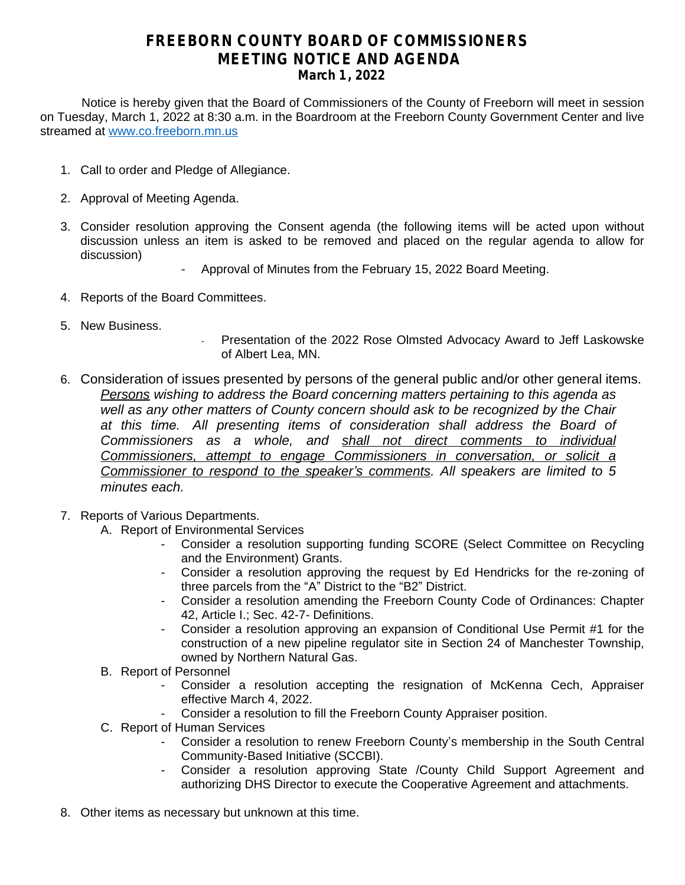# FREEBORN COUNTY BOARD OF COMMISSIONERS
# MEETING NOTICE AND AGENDA
### March 1, 2022

Notice is hereby given that the Board of Commissioners of the County of Freeborn will meet in session on Tuesday, March 1, 2022 at 8:30 a.m. in the Boardroom at the Freeborn County Government Center and live streamed at [www.co.freeborn.mn.us](www.co.freeborn.mn.us)

1. Call to order and Pledge of Allegiance.

2. Approval of Meeting Agenda.

3. Consider resolution approving the Consent agenda (the following items will be acted upon without discussion unless an item is asked to be removed and placed on the regular agenda to allow for discussion)
   - Approval of Minutes from the February 15, 2022 Board Meeting.

4. Reports of the Board Committees.

5. New Business.
   - Presentation of the 2022 Rose Olmsted Advocacy Award to Jeff Laskowske of Albert Lea, MN.

6. Consideration of issues presented by persons of the general public and/or other general items. *<u>Persons</u> wishing to address the Board concerning matters pertaining to this agenda as well as any other matters of County concern should ask to be recognized by the Chair at this time. All presenting items of consideration shall address the Board of Commissioners as a whole, and <u>shall not direct comments to individual Commissioners, attempt to engage Commissioners in conversation, or solicit a Commissioner to respond to the speaker's comments</u>. All speakers are limited to 5 minutes each.*

7. Reports of Various Departments.
   A. Report of Environmental Services
      - Consider a resolution supporting funding SCORE (Select Committee on Recycling and the Environment) Grants.
      - Consider a resolution approving the request by Ed Hendricks for the re-zoning of three parcels from the "A" District to the "B2" District.
      - Consider a resolution amending the Freeborn County Code of Ordinances: Chapter 42, Article I.; Sec. 42-7- Definitions.
      - Consider a resolution approving an expansion of Conditional Use Permit #1 for the construction of a new pipeline regulator site in Section 24 of Manchester Township, owned by Northern Natural Gas.

   B. Report of Personnel
      - Consider a resolution accepting the resignation of McKenna Cech, Appraiser effective March 4, 2022.
      - Consider a resolution to fill the Freeborn County Appraiser position.

   C. Report of Human Services
      - Consider a resolution to renew Freeborn County's membership in the South Central Community-Based Initiative (SCCBI).
      - Consider a resolution approving State /County Child Support Agreement and authorizing DHS Director to execute the Cooperative Agreement and attachments.

8. Other items as necessary but unknown at this time.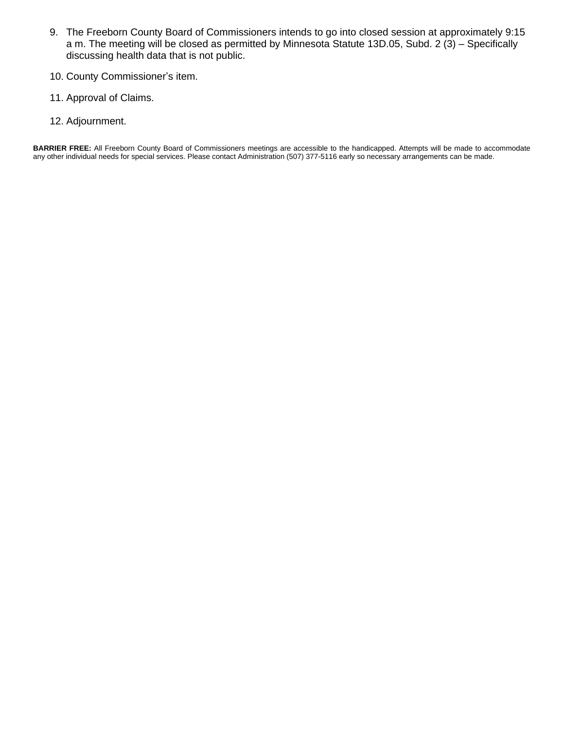9. The Freeborn County Board of Commissioners intends to go into closed session at approximately 9:15 a m. The meeting will be closed as permitted by Minnesota Statute 13D.05, Subd. 2 (3) – Specifically discussing health data that is not public.

10. County Commissioner's item.

11. Approval of Claims.

12. Adjournment.

**BARRIER FREE:** All Freeborn County Board of Commissioners meetings are accessible to the handicapped. Attempts will be made to accommodate any other individual needs for special services. Please contact Administration (507) 377-5116 early so necessary arrangements can be made.